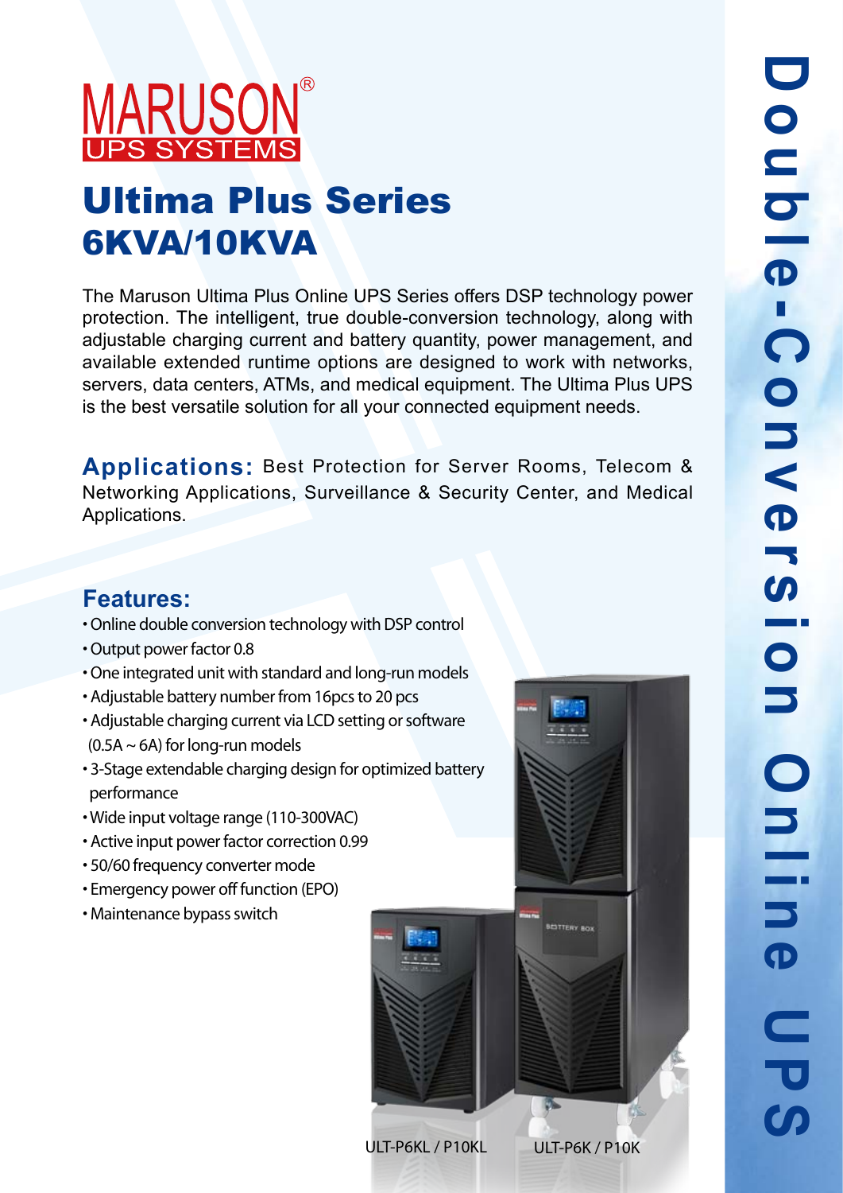# MARUSON®

UPS SYSTEMS

# Ultima Plus Series 6KVA/10KVA

The Maruson Ultima Plus Online UPS Series offers DSP technology power protection. The intelligent, true double-conversion technology, along with adjustable charging current and battery quantity, power management, and available extended runtime options are designed to work with networks, servers, data centers, ATMs, and medical equipment. The Ultima Plus UPS is the best versatile solution for all your connected equipment needs.

**Applications:** Best Protection for Server Rooms, Telecom & Networking Applications, Surveillance & Security Center, and Medical Applications.

## Features:

- Online double conversion technology with DSP control
- Output power factor 0.8
- One integrated unit with standard and long-run models
- Adjustable battery number from 16pcs to 20 pcs
- Adjustable charging current via LCD setting or software (0.5A ~ 6A) for long-run models
- 3-Stage extendable charging design for optimized battery performance
- Wide input voltage range (110-300VAC)
- Active input power factor correction 0.99
- 50/60 frequency converter mode
- Emergency power off function (EPO)
- Maintenance bypass switch

ULT-P6KL / P10KL

ULT-P6K / P10K

Double-Conversion Online UPS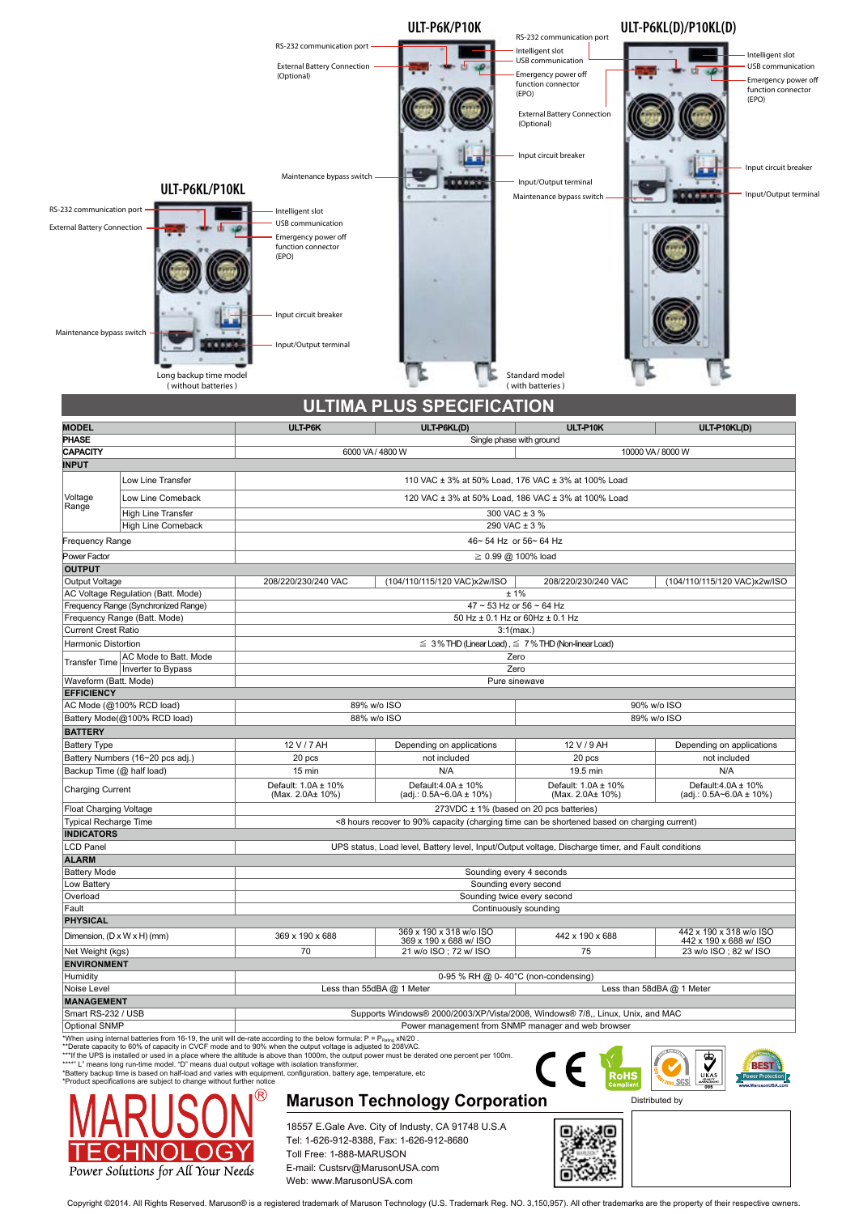ULT-P6K/P10K

ULT-P6KL(D)/P10KL(D)

ULT-P6KL/P10KL

RS-232 communication port
External Battery Connection (Optional)
Intelligent slot
USB communication
Emergency power off function connector (EPO)
Input circuit breaker
Input/Output terminal
Maintenance bypass switch
External Battery Connection

Long backup time model ( without batteries )

Standard model ( with batteries )

# ULTIMA PLUS SPECIFICATION

| MODEL | | ULT-P6K | ULT-P6KL(D) | ULT-P10K | ULT-P10KL(D) |
|---|---|---|---|---|---|
| **PHASE** | | Single phase with ground | | | |
| **CAPACITY** | | 6000 VA / 4800 W | | 10000 VA / 8000 W | |
| **INPUT** | | | | | |
| Voltage Range | Low Line Transfer | 110 VAC ± 3% at 50% Load, 176 VAC ± 3% at 100% Load | | | |
| | Low Line Comeback | 120 VAC ± 3% at 50% Load, 186 VAC ± 3% at 100% Load | | | |
| | High Line Transfer | 300 VAC ± 3 % | | | |
| | High Line Comeback | 290 VAC ± 3 % | | | |
| Frequency Range | | 46~ 54 Hz or 56~ 64 Hz | | | |
| Power Factor | | ≧ 0.99 @ 100% load | | | |
| **OUTPUT** | | | | | |
| Output Voltage | | 208/220/230/240 VAC | (104/110/115/120 VAC)x2w/ISO | 208/220/230/240 VAC | (104/110/115/120 VAC)x2w/ISO |
| AC Voltage Regulation (Batt. Mode) | | ± 1% | | | |
| Frequency Range (Synchronized Range) | | 47 ~ 53 Hz or 56 ~ 64 Hz | | | |
| Frequency Range (Batt. Mode) | | 50 Hz ± 0.1 Hz or 60Hz ± 0.1 Hz | | | |
| Current Crest Ratio | | 3:1(max.) | | | |
| Harmonic Distortion | | ≦ 3 % THD (Linear Load) , ≦ 7 % THD (Non-linear Load) | | | |
| Transfer Time | AC Mode to Batt. Mode | Zero | | | |
| | Inverter to Bypass | Zero | | | |
| Waveform (Batt. Mode) | | Pure sinewave | | | |
| **EFFICIENCY** | | | | | |
| AC Mode (@100% RCD load) | | 89% w/o ISO | | 90% w/o ISO | |
| Battery Mode(@100% RCD load) | | 88% w/o ISO | | 89% w/o ISO | |
| **BATTERY** | | | | | |
| Battery Type | | 12 V / 7 AH | Depending on applications | 12 V / 9 AH | Depending on applications |
| Battery Numbers (16~20 pcs adj.) | | 20 pcs | not included | 20 pcs | not included |
| Backup Time (@ half load) | | 15 min | N/A | 19.5 min | N/A |
| Charging Current | | Default: 1.0A ± 10% (Max. 2.0A± 10%) | Default:4.0A ± 10% (adj.: 0.5A~6.0A ± 10%) | Default: 1.0A ± 10% (Max. 2.0A± 10%) | Default:4.0A ± 10% (adj.: 0.5A~6.0A ± 10%) |
| Float Charging Voltage | | 273VDC ± 1% (based on 20 pcs batteries) | | | |
| Typical Recharge Time | | <8 hours recover to 90% capacity (charging time can be shortened based on charging current) | | | |
| **INDICATORS** | | | | | |
| LCD Panel | | UPS status, Load level, Battery level, Input/Output voltage, Discharge timer, and Fault conditions | | | |
| **ALARM** | | | | | |
| Battery Mode | | Sounding every 4 seconds | | | |
| Low Battery | | Sounding every second | | | |
| Overload | | Sounding twice every second | | | |
| Fault | | Continuously sounding | | | |
| **PHYSICAL** | | | | | |
| Dimension, (D x W x H) (mm) | | 369 x 190 x 688 | 369 x 190 x 318 w/o ISO 369 x 190 x 688 w/ ISO | 442 x 190 x 688 | 442 x 190 x 318 w/o ISO 442 x 190 x 688 w/ ISO |
| Net Weight (kgs) | | 70 | 21 w/o ISO ; 72 w/ ISO | 75 | 23 w/o ISO ; 82 w/ ISO |
| **ENVIRONMENT** | | | | | |
| Humidity | | 0-95 % RH @ 0- 40°C (non-condensing) | | | |
| Noise Level | | Less than 55dBA @ 1 Meter | | Less than 58dBA @ 1 Meter | |
| **MANAGEMENT** | | | | | |
| Smart RS-232 / USB | | Supports Windows® 2000/2003/XP/Vista/2008, Windows® 7/8,, Linux, Unix, and MAC | | | |
| Optional SNMP | | Power management from SNMP manager and web browser | | | |

*When using internal batteries from 16-19, the unit will de-rate according to the below formula: P = $P_{Rating}$ xN/20 .
**Derate capacity to 60% of capacity in CVCF mode and to 90% when the output voltage is adjusted to 208VAC.
***If the UPS is installed or used in a place where the altitude is above than 1000m, the output power must be derated one percent per 100m.
****" L" means long run-time model. "D" means dual output voltage with isolation transformer.
*Battery backup time is based on half-load and varies with equipment, configuration, battery age, temperature, etc
*Product specifications are subject to change without further notice

MARUSON® TECHNOLOGY
*Power Solutions for All Your Needs*

## Maruson Technology Corporation

18557 E.Gale Ave. City of Industy, CA 91748 U.S.A
Tel: 1-626-912-8388, Fax: 1-626-912-8680
Toll Free: 1-888-MARUSON
E-mail: Custsrv@MarusonUSA.com
Web: www.MarusonUSA.com

Distributed by

Copyright ©2014. All Rights Reserved. Maruson® is a registered trademark of Maruson Technology (U.S. Trademark Reg. NO. 3,150,957). All other trademarks are the property of their respective owners.